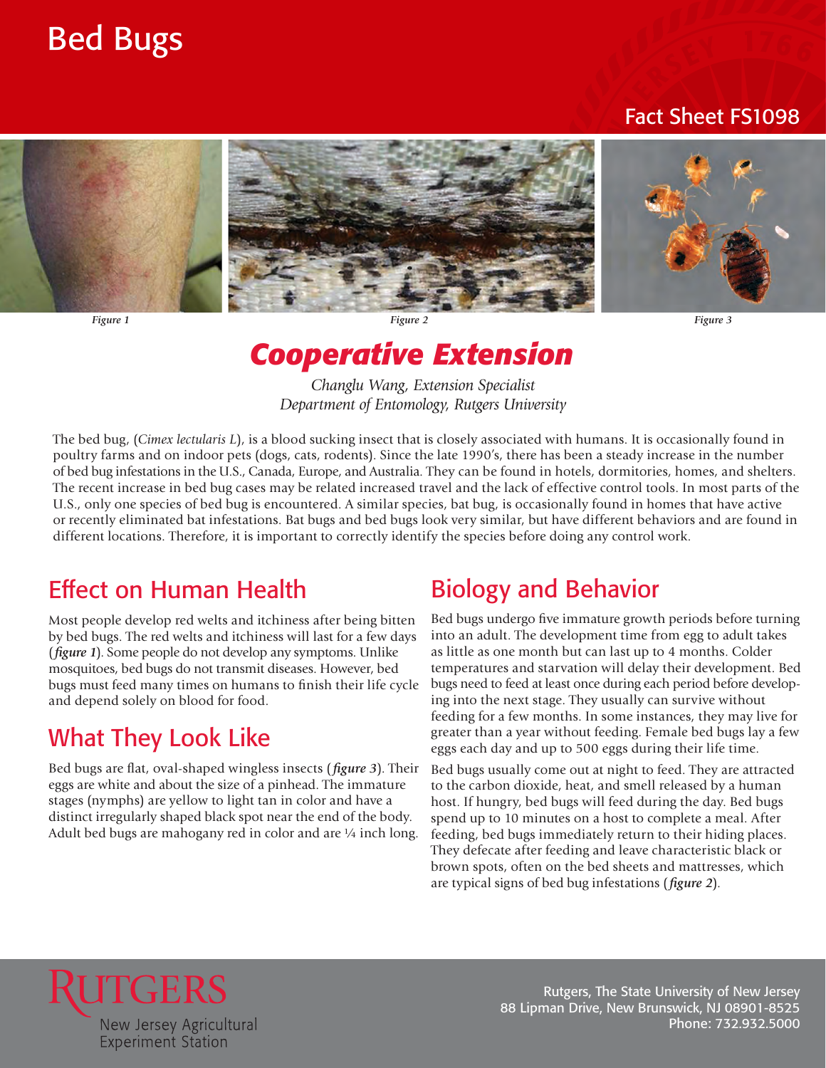# Bed Bugs

Fact Sheet FS1098

*Figure 1* *Figure 2* *Figure 3*

## *Cooperative Extension*

*Changlu Wang, Extension Specialist*
*Department of Entomology, Rutgers University*

The bed bug, (*Cimex lectularis L*), is a blood sucking insect that is closely associated with humans. It is occasionally found in poultry farms and on indoor pets (dogs, cats, rodents). Since the late 1990's, there has been a steady increase in the number of bed bug infestations in the U.S., Canada, Europe, and Australia. They can be found in hotels, dormitories, homes, and shelters. The recent increase in bed bug cases may be related increased travel and the lack of effective control tools. In most parts of the U.S., only one species of bed bug is encountered. A similar species, bat bug, is occasionally found in homes that have active or recently eliminated bat infestations. Bat bugs and bed bugs look very similar, but have different behaviors and are found in different locations. Therefore, it is important to correctly identify the species before doing any control work.

## Effect on Human Health

Most people develop red welts and itchiness after being bitten by bed bugs. The red welts and itchiness will last for a few days (***figure 1***). Some people do not develop any symptoms. Unlike mosquitoes, bed bugs do not transmit diseases. However, bed bugs must feed many times on humans to finish their life cycle and depend solely on blood for food.

## What They Look Like

Bed bugs are flat, oval-shaped wingless insects (***figure 3***). Their eggs are white and about the size of a pinhead. The immature stages (nymphs) are yellow to light tan in color and have a distinct irregularly shaped black spot near the end of the body. Adult bed bugs are mahogany red in color and are ¼ inch long.

## Biology and Behavior

Bed bugs undergo five immature growth periods before turning into an adult. The development time from egg to adult takes as little as one month but can last up to 4 months. Colder temperatures and starvation will delay their development. Bed bugs need to feed at least once during each period before developing into the next stage. They usually can survive without feeding for a few months. In some instances, they may live for greater than a year without feeding. Female bed bugs lay a few eggs each day and up to 500 eggs during their life time.

Bed bugs usually come out at night to feed. They are attracted to the carbon dioxide, heat, and smell released by a human host. If hungry, bed bugs will feed during the day. Bed bugs spend up to 10 minutes on a host to complete a meal. After feeding, bed bugs immediately return to their hiding places. They defecate after feeding and leave characteristic black or brown spots, often on the bed sheets and mattresses, which are typical signs of bed bug infestations (***figure 2***).

RUTGERS
New Jersey Agricultural
Experiment Station

Rutgers, The State University of New Jersey
88 Lipman Drive, New Brunswick, NJ 08901-8525
Phone: 732.932.5000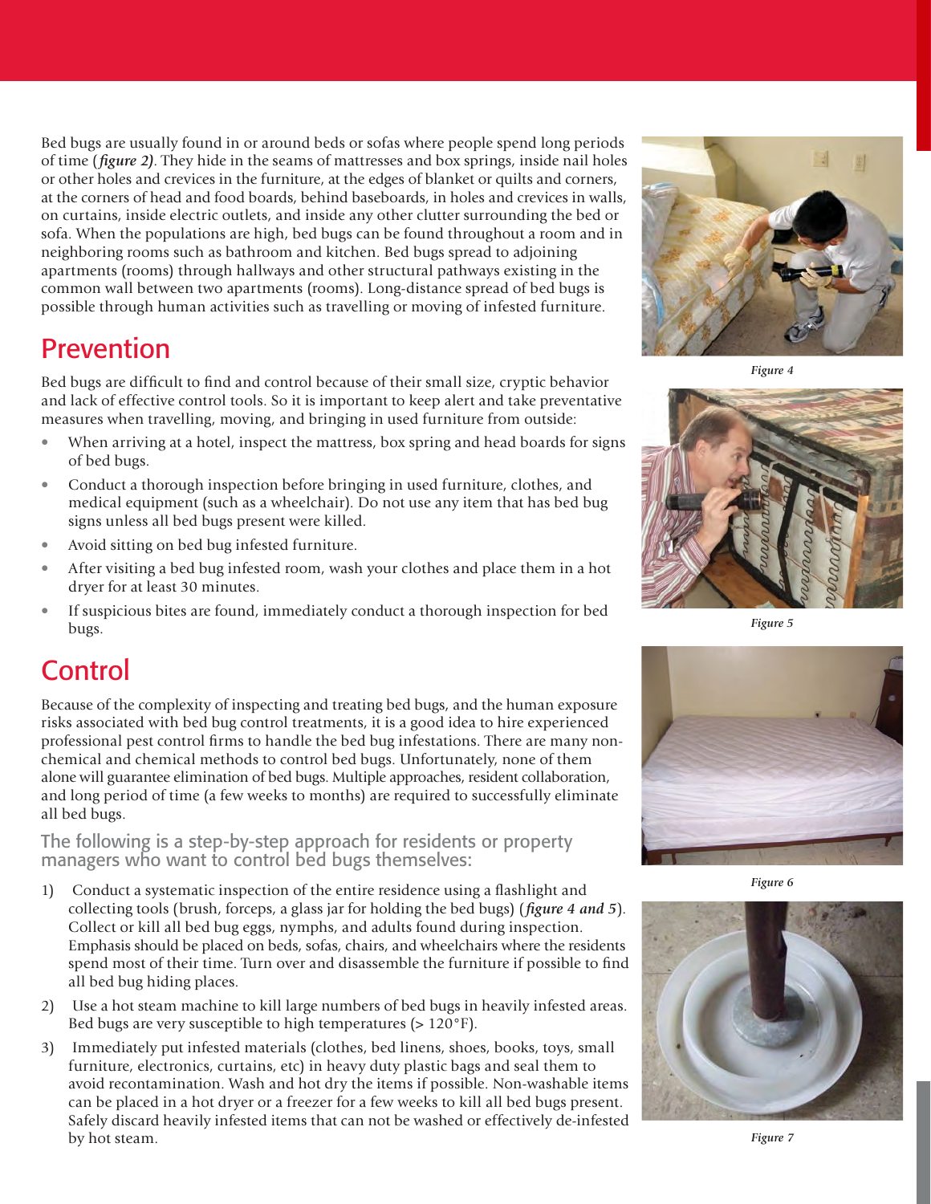Bed bugs are usually found in or around beds or sofas where people spend long periods of time (*figure 2)*. They hide in the seams of mattresses and box springs, inside nail holes or other holes and crevices in the furniture, at the edges of blanket or quilts and corners, at the corners of head and food boards, behind baseboards, in holes and crevices in walls, on curtains, inside electric outlets, and inside any other clutter surrounding the bed or sofa. When the populations are high, bed bugs can be found throughout a room and in neighboring rooms such as bathroom and kitchen. Bed bugs spread to adjoining apartments (rooms) through hallways and other structural pathways existing in the common wall between two apartments (rooms). Long-distance spread of bed bugs is possible through human activities such as travelling or moving of infested furniture.

## Prevention

Bed bugs are difficult to find and control because of their small size, cryptic behavior and lack of effective control tools. So it is important to keep alert and take preventative measures when travelling, moving, and bringing in used furniture from outside:

- When arriving at a hotel, inspect the mattress, box spring and head boards for signs of bed bugs.
- Conduct a thorough inspection before bringing in used furniture, clothes, and medical equipment (such as a wheelchair). Do not use any item that has bed bug signs unless all bed bugs present were killed.
- Avoid sitting on bed bug infested furniture.
- After visiting a bed bug infested room, wash your clothes and place them in a hot dryer for at least 30 minutes.
- If suspicious bites are found, immediately conduct a thorough inspection for bed bugs.

## Control

Because of the complexity of inspecting and treating bed bugs, and the human exposure risks associated with bed bug control treatments, it is a good idea to hire experienced professional pest control firms to handle the bed bug infestations. There are many non-chemical and chemical methods to control bed bugs. Unfortunately, none of them alone will guarantee elimination of bed bugs. Multiple approaches, resident collaboration, and long period of time (a few weeks to months) are required to successfully eliminate all bed bugs.

### The following is a step-by-step approach for residents or property managers who want to control bed bugs themselves:

1) Conduct a systematic inspection of the entire residence using a flashlight and collecting tools (brush, forceps, a glass jar for holding the bed bugs) (*figure 4 and 5*). Collect or kill all bed bug eggs, nymphs, and adults found during inspection. Emphasis should be placed on beds, sofas, chairs, and wheelchairs where the residents spend most of their time. Turn over and disassemble the furniture if possible to find all bed bug hiding places.
2) Use a hot steam machine to kill large numbers of bed bugs in heavily infested areas. Bed bugs are very susceptible to high temperatures (> 120°F).
3) Immediately put infested materials (clothes, bed linens, shoes, books, toys, small furniture, electronics, curtains, etc) in heavy duty plastic bags and seal them to avoid recontamination. Wash and hot dry the items if possible. Non-washable items can be placed in a hot dryer or a freezer for a few weeks to kill all bed bugs present. Safely discard heavily infested items that can not be washed or effectively de-infested by hot steam.

*Figure 4*

*Figure 5*

*Figure 6*

*Figure 7*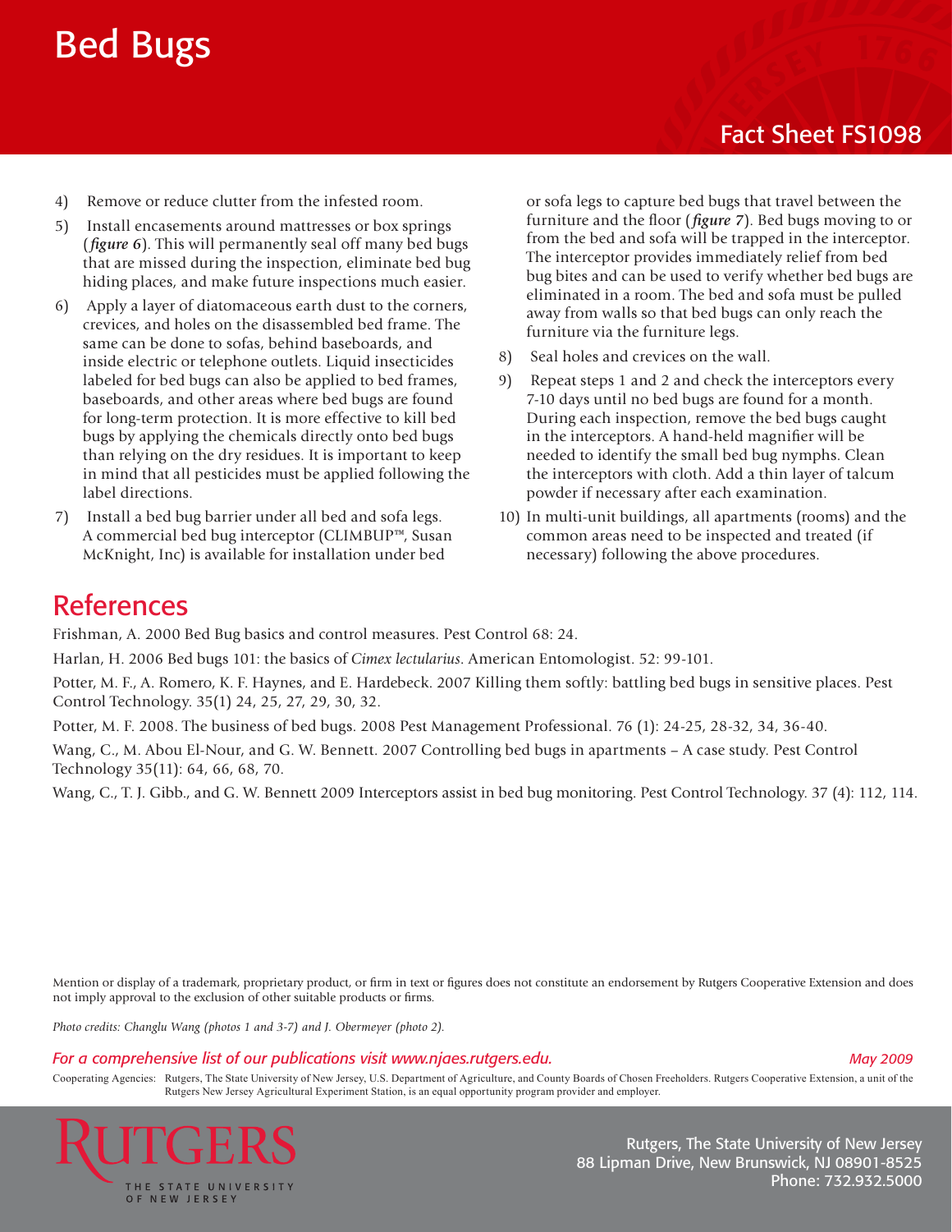4) Remove or reduce clutter from the infested room.

5) Install encasements around mattresses or box springs (*figure 6*). This will permanently seal off many bed bugs that are missed during the inspection, eliminate bed bug hiding places, and make future inspections much easier.

6) Apply a layer of diatomaceous earth dust to the corners, crevices, and holes on the disassembled bed frame. The same can be done to sofas, behind baseboards, and inside electric or telephone outlets. Liquid insecticides labeled for bed bugs can also be applied to bed frames, baseboards, and other areas where bed bugs are found for long-term protection. It is more effective to kill bed bugs by applying the chemicals directly onto bed bugs than relying on the dry residues. It is important to keep in mind that all pesticides must be applied following the label directions.

7) Install a bed bug barrier under all bed and sofa legs. A commercial bed bug interceptor (CLIMBUP™, Susan McKnight, Inc) is available for installation under bed or sofa legs to capture bed bugs that travel between the furniture and the floor (*figure 7*). Bed bugs moving to or from the bed and sofa will be trapped in the interceptor. The interceptor provides immediately relief from bed bug bites and can be used to verify whether bed bugs are eliminated in a room. The bed and sofa must be pulled away from walls so that bed bugs can only reach the furniture via the furniture legs.

8) Seal holes and crevices on the wall.

9) Repeat steps 1 and 2 and check the interceptors every 7-10 days until no bed bugs are found for a month. During each inspection, remove the bed bugs caught in the interceptors. A hand-held magnifier will be needed to identify the small bed bug nymphs. Clean the interceptors with cloth. Add a thin layer of talcum powder if necessary after each examination.

10) In multi-unit buildings, all apartments (rooms) and the common areas need to be inspected and treated (if necessary) following the above procedures.

## References

Frishman, A. 2000 Bed Bug basics and control measures. Pest Control 68: 24.

Harlan, H. 2006 Bed bugs 101: the basics of *Cimex lectularius*. American Entomologist. 52: 99-101.

Potter, M. F., A. Romero, K. F. Haynes, and E. Hardebeck. 2007 Killing them softly: battling bed bugs in sensitive places. Pest Control Technology. 35(1) 24, 25, 27, 29, 30, 32.

Potter, M. F. 2008. The business of bed bugs. 2008 Pest Management Professional. 76 (1): 24-25, 28-32, 34, 36-40.

Wang, C., M. Abou El-Nour, and G. W. Bennett. 2007 Controlling bed bugs in apartments – A case study. Pest Control Technology 35(11): 64, 66, 68, 70.

Wang, C., T. J. Gibb., and G. W. Bennett 2009 Interceptors assist in bed bug monitoring. Pest Control Technology. 37 (4): 112, 114.

Mention or display of a trademark, proprietary product, or firm in text or figures does not constitute an endorsement by Rutgers Cooperative Extension and does not imply approval to the exclusion of other suitable products or firms.

*Photo credits: Changlu Wang (photos 1 and 3-7) and J. Obermeyer (photo 2).*

*For a comprehensive list of our publications visit www.njaes.rutgers.edu.*

*May 2009*

Cooperating Agencies: Rutgers, The State University of New Jersey, U.S. Department of Agriculture, and County Boards of Chosen Freeholders. Rutgers Cooperative Extension, a unit of the Rutgers New Jersey Agricultural Experiment Station, is an equal opportunity program provider and employer.

RUTGERS
THE STATE UNIVERSITY OF NEW JERSEY

Rutgers, The State University of New Jersey
88 Lipman Drive, New Brunswick, NJ 08901-8525
Phone: 732.932.5000